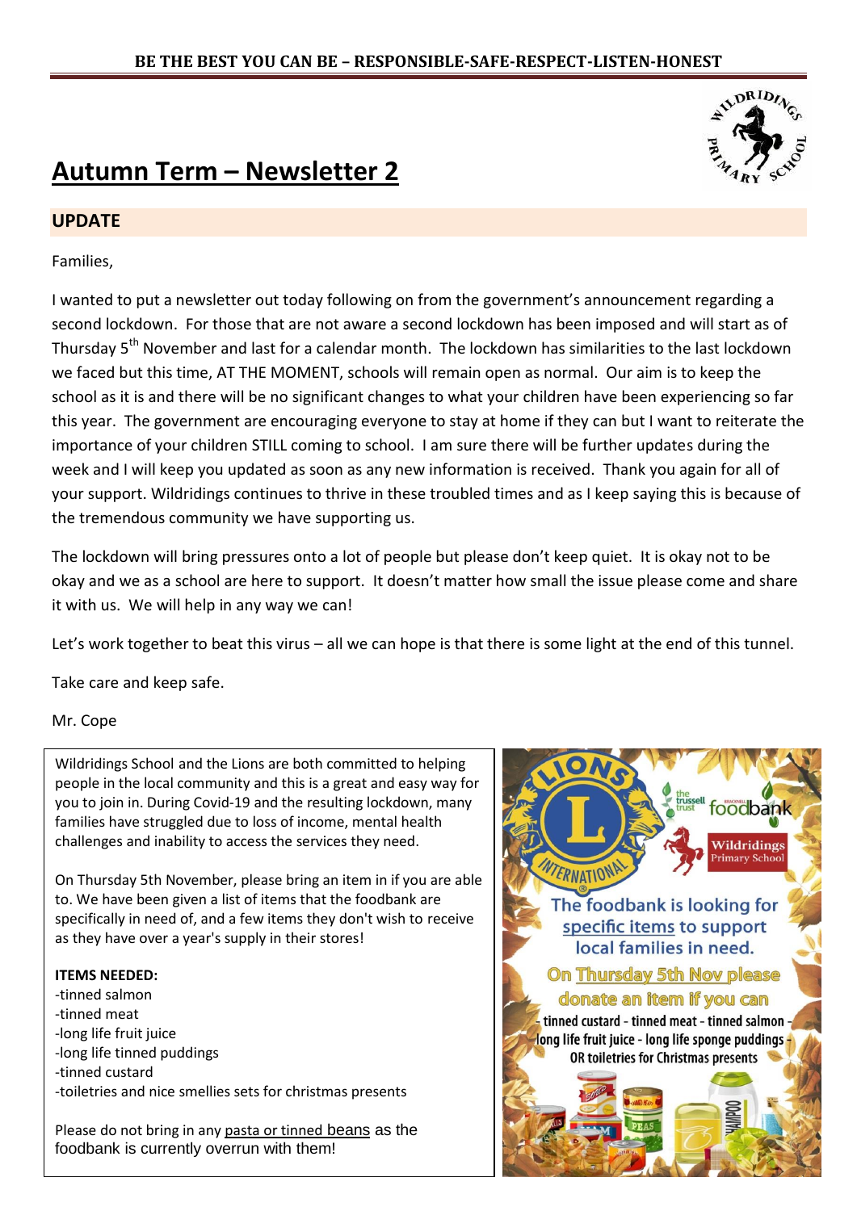**BE THE BEST YOU CAN BE – RESPONSIBLE-SAFE-RESPECT-LISTEN-HONEST**

# Autumn Term – Newsletter 2

## UPDATE

Families,

I wanted to put a newsletter out today following on from the government's announcement regarding a second lockdown. For those that are not aware a second lockdown has been imposed and will start as of Thursday 5th November and last for a calendar month. The lockdown has similarities to the last lockdown we faced but this time, AT THE MOMENT, schools will remain open as normal. Our aim is to keep the school as it is and there will be no significant changes to what your children have been experiencing so far this year. The government are encouraging everyone to stay at home if they can but I want to reiterate the importance of your children STILL coming to school. I am sure there will be further updates during the week and I will keep you updated as soon as any new information is received. Thank you again for all of your support. Wildridings continues to thrive in these troubled times and as I keep saying this is because of the tremendous community we have supporting us.

The lockdown will bring pressures onto a lot of people but please don't keep quiet. It is okay not to be okay and we as a school are here to support. It doesn't matter how small the issue please come and share it with us. We will help in any way we can!

Let's work together to beat this virus – all we can hope is that there is some light at the end of this tunnel.

Take care and keep safe.

Mr. Cope

Wildridings School and the Lions are both committed to helping people in the local community and this is a great and easy way for you to join in. During Covid-19 and the resulting lockdown, many families have struggled due to loss of income, mental health challenges and inability to access the services they need.

On Thursday 5th November, please bring an item in if you are able to. We have been given a list of items that the foodbank are specifically in need of, and a few items they don't wish to receive as they have over a year's supply in their stores!

**ITEMS NEEDED:**

-tinned salmon
-tinned meat
-long life fruit juice
-long life tinned puddings
-tinned custard
-toiletries and nice smellies sets for christmas presents

Please do not bring in any pasta or tinned beans as the foodbank is currently overrun with them!

The foodbank is looking for specific items to support local families in need.

On Thursday 5th Nov please donate an item if you can

tinned custard - tinned meat - tinned salmon - long life fruit juice - long life sponge puddings - OR toiletries for Christmas presents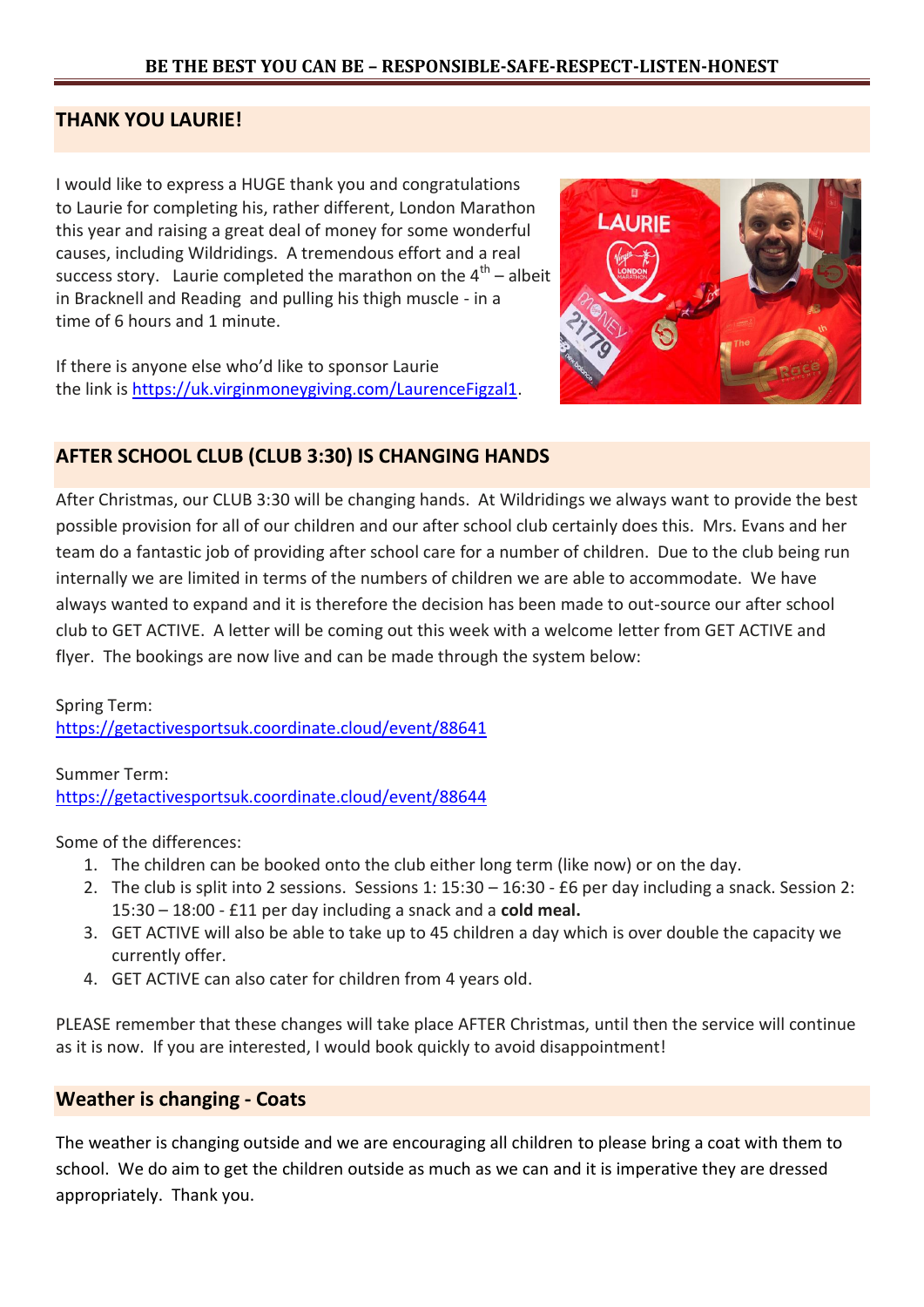**BE THE BEST YOU CAN BE – RESPONSIBLE-SAFE-RESPECT-LISTEN-HONEST**

## THANK YOU LAURIE!

I would like to express a HUGE thank you and congratulations to Laurie for completing his, rather different, London Marathon this year and raising a great deal of money for some wonderful causes, including Wildridings. A tremendous effort and a real success story. Laurie completed the marathon on the 4th – albeit in Bracknell and Reading and pulling his thigh muscle - in a time of 6 hours and 1 minute.

If there is anyone else who'd like to sponsor Laurie the link is https://uk.virginmoneygiving.com/LaurenceFigzal1.

## AFTER SCHOOL CLUB (CLUB 3:30) IS CHANGING HANDS

After Christmas, our CLUB 3:30 will be changing hands. At Wildridings we always want to provide the best possible provision for all of our children and our after school club certainly does this. Mrs. Evans and her team do a fantastic job of providing after school care for a number of children. Due to the club being run internally we are limited in terms of the numbers of children we are able to accommodate. We have always wanted to expand and it is therefore the decision has been made to out-source our after school club to GET ACTIVE. A letter will be coming out this week with a welcome letter from GET ACTIVE and flyer. The bookings are now live and can be made through the system below:

Spring Term:
https://getactivesportsuk.coordinate.cloud/event/88641

Summer Term:
https://getactivesportsuk.coordinate.cloud/event/88644

Some of the differences:

1. The children can be booked onto the club either long term (like now) or on the day.
2. The club is split into 2 sessions. Sessions 1: 15:30 – 16:30 - £6 per day including a snack. Session 2: 15:30 – 18:00 - £11 per day including a snack and a **cold meal.**
3. GET ACTIVE will also be able to take up to 45 children a day which is over double the capacity we currently offer.
4. GET ACTIVE can also cater for children from 4 years old.

PLEASE remember that these changes will take place AFTER Christmas, until then the service will continue as it is now. If you are interested, I would book quickly to avoid disappointment!

## Weather is changing - Coats

The weather is changing outside and we are encouraging all children to please bring a coat with them to school. We do aim to get the children outside as much as we can and it is imperative they are dressed appropriately. Thank you.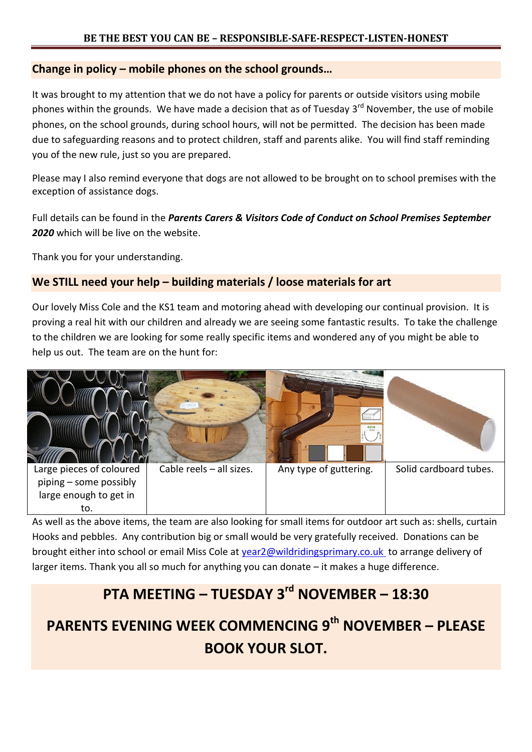**BE THE BEST YOU CAN BE – RESPONSIBLE-SAFE-RESPECT-LISTEN-HONEST**

## Change in policy – mobile phones on the school grounds…

It was brought to my attention that we do not have a policy for parents or outside visitors using mobile phones within the grounds. We have made a decision that as of Tuesday 3rd November, the use of mobile phones, on the school grounds, during school hours, will not be permitted. The decision has been made due to safeguarding reasons and to protect children, staff and parents alike. You will find staff reminding you of the new rule, just so you are prepared.

Please may I also remind everyone that dogs are not allowed to be brought on to school premises with the exception of assistance dogs.

Full details can be found in the ***Parents Carers & Visitors Code of Conduct on School Premises September 2020*** which will be live on the website.

Thank you for your understanding.

## We STILL need your help – building materials / loose materials for art

Our lovely Miss Cole and the KS1 team and motoring ahead with developing our continual provision. It is proving a real hit with our children and already we are seeing some fantastic results. To take the challenge to the children we are looking for some really specific items and wondered any of you might be able to help us out. The team are on the hunt for:

| | | | |
|---|---|---|---|
| Large pieces of coloured piping – some possibly large enough to get in to. | Cable reels – all sizes. | Any type of guttering. | Solid cardboard tubes. |

As well as the above items, the team are also looking for small items for outdoor art such as: shells, curtain Hooks and pebbles. Any contribution big or small would be very gratefully received. Donations can be brought either into school or email Miss Cole at year2@wildridingsprimary.co.uk to arrange delivery of larger items. Thank you all so much for anything you can donate – it makes a huge difference.

## PTA MEETING – TUESDAY 3rd NOVEMBER – 18:30

## PARENTS EVENING WEEK COMMENCING 9th NOVEMBER – PLEASE BOOK YOUR SLOT.